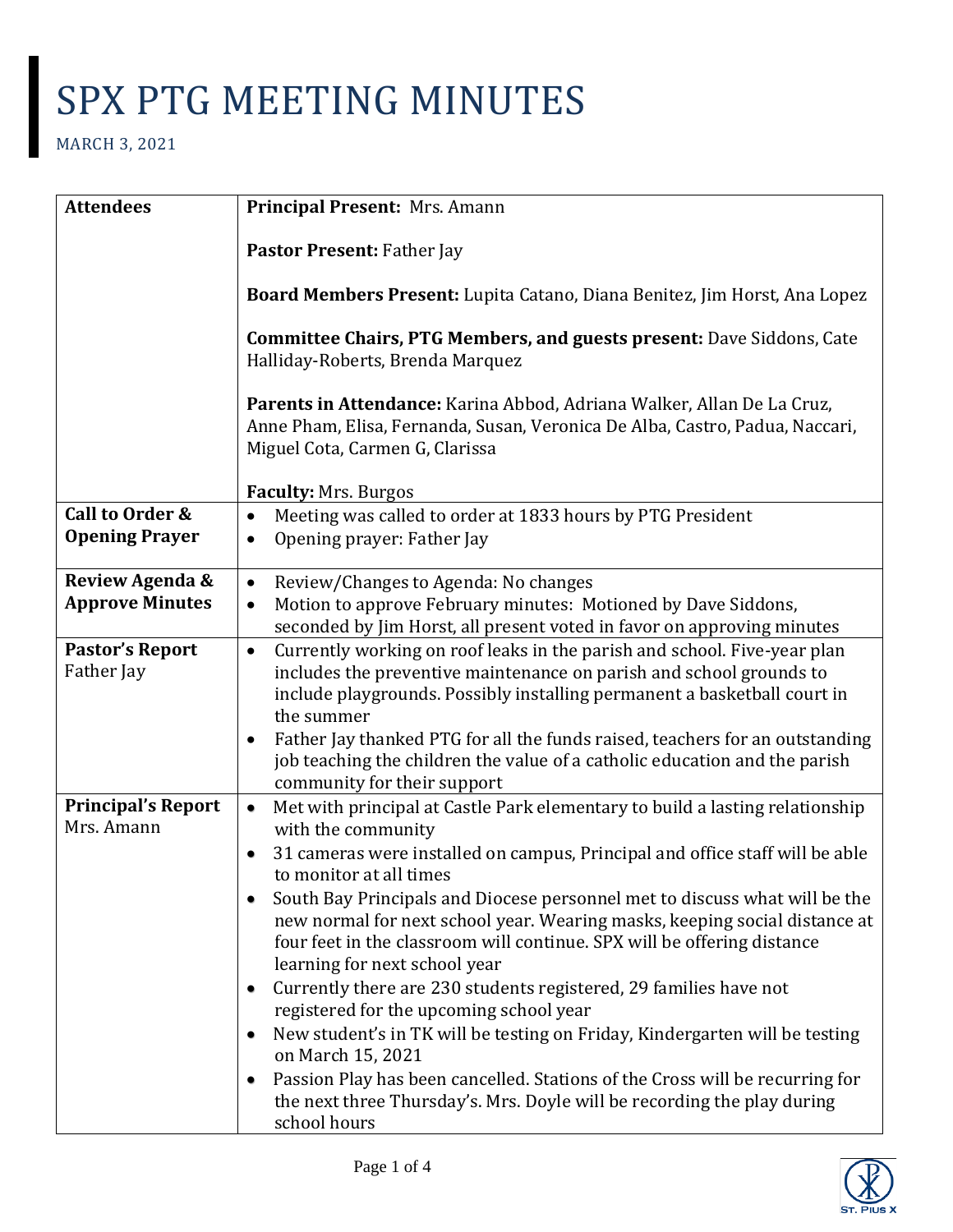# SPX PTG MEETING MINUTES

MARCH 3, 2021

| | |
|---|---|
| **Attendees** | **Principal Present:** Mrs. Amann<br><br>**Pastor Present:** Father Jay<br><br>**Board Members Present:** Lupita Catano, Diana Benitez, Jim Horst, Ana Lopez<br><br>**Committee Chairs, PTG Members, and guests present:** Dave Siddons, Cate Halliday-Roberts, Brenda Marquez<br><br>**Parents in Attendance:** Karina Abbod, Adriana Walker, Allan De La Cruz, Anne Pham, Elisa, Fernanda, Susan, Veronica De Alba, Castro, Padua, Naccari, Miguel Cota, Carmen G, Clarissa<br><br>**Faculty:** Mrs. Burgos |
| **Call to Order & Opening Prayer** | • Meeting was called to order at 1833 hours by PTG President<br>• Opening prayer: Father Jay |
| **Review Agenda & Approve Minutes** | • Review/Changes to Agenda: No changes<br>• Motion to approve February minutes: Motioned by Dave Siddons, seconded by Jim Horst, all present voted in favor on approving minutes |
| **Pastor's Report** Father Jay | • Currently working on roof leaks in the parish and school. Five-year plan includes the preventive maintenance on parish and school grounds to include playgrounds. Possibly installing permanent a basketball court in the summer<br>• Father Jay thanked PTG for all the funds raised, teachers for an outstanding job teaching the children the value of a catholic education and the parish community for their support |
| **Principal's Report** Mrs. Amann | • Met with principal at Castle Park elementary to build a lasting relationship with the community<br>• 31 cameras were installed on campus, Principal and office staff will be able to monitor at all times<br>• South Bay Principals and Diocese personnel met to discuss what will be the new normal for next school year. Wearing masks, keeping social distance at four feet in the classroom will continue. SPX will be offering distance learning for next school year<br>• Currently there are 230 students registered, 29 families have not registered for the upcoming school year<br>• New student's in TK will be testing on Friday, Kindergarten will be testing on March 15, 2021<br>• Passion Play has been cancelled. Stations of the Cross will be recurring for the next three Thursday's. Mrs. Doyle will be recording the play during school hours |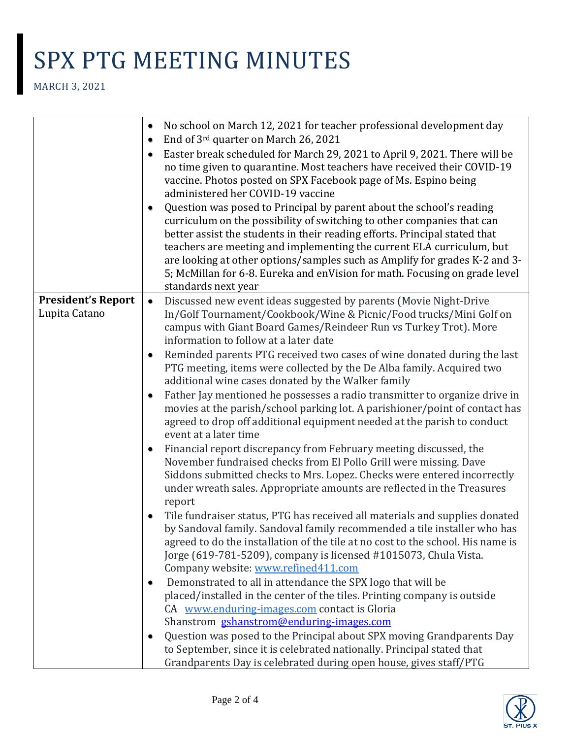# SPX PTG MEETING MINUTES

MARCH 3, 2021

| | |
|---|---|
| | • No school on March 12, 2021 for teacher professional development day<br>• End of 3rd quarter on March 26, 2021<br>• Easter break scheduled for March 29, 2021 to April 9, 2021. There will be no time given to quarantine. Most teachers have received their COVID-19 vaccine. Photos posted on SPX Facebook page of Ms. Espino being administered her COVID-19 vaccine<br>• Question was posed to Principal by parent about the school's reading curriculum on the possibility of switching to other companies that can better assist the students in their reading efforts. Principal stated that teachers are meeting and implementing the current ELA curriculum, but are looking at other options/samples such as Amplify for grades K-2 and 3-5; McMillan for 6-8. Eureka and enVision for math. Focusing on grade level standards next year |
| **President's Report**<br>Lupita Catano | • Discussed new event ideas suggested by parents (Movie Night-Drive In/Golf Tournament/Cookbook/Wine & Picnic/Food trucks/Mini Golf on campus with Giant Board Games/Reindeer Run vs Turkey Trot). More information to follow at a later date<br>• Reminded parents PTG received two cases of wine donated during the last PTG meeting, items were collected by the De Alba family. Acquired two additional wine cases donated by the Walker family<br>• Father Jay mentioned he possesses a radio transmitter to organize drive in movies at the parish/school parking lot. A parishioner/point of contact has agreed to drop off additional equipment needed at the parish to conduct event at a later time<br>• Financial report discrepancy from February meeting discussed, the November fundraised checks from El Pollo Grill were missing. Dave Siddons submitted checks to Mrs. Lopez. Checks were entered incorrectly under wreath sales. Appropriate amounts are reflected in the Treasures report<br>• Tile fundraiser status, PTG has received all materials and supplies donated by Sandoval family. Sandoval family recommended a tile installer who has agreed to do the installation of the tile at no cost to the school. His name is Jorge (619-781-5209), company is licensed #1015073, Chula Vista. Company website: www.refined411.com<br>• Demonstrated to all in attendance the SPX logo that will be placed/installed in the center of the tiles. Printing company is outside CA www.enduring-images.com contact is Gloria Shanstrom gshanstrom@enduring-images.com<br>• Question was posed to the Principal about SPX moving Grandparents Day to September, since it is celebrated nationally. Principal stated that Grandparents Day is celebrated during open house, gives staff/PTG |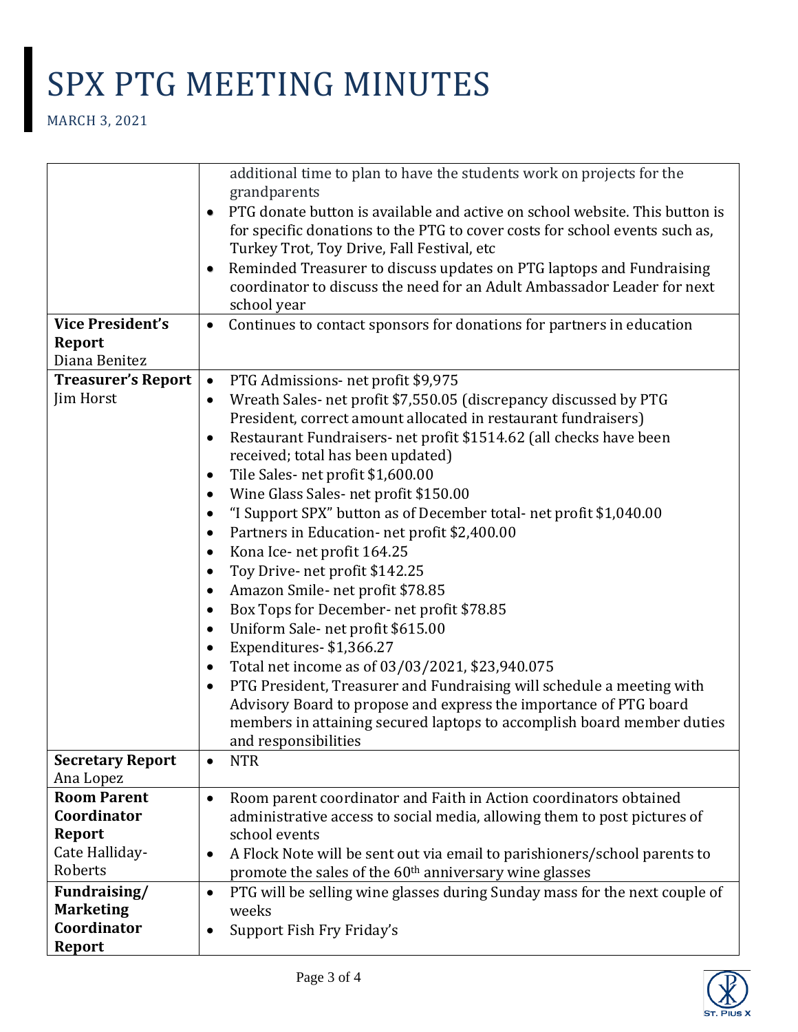# SPX PTG MEETING MINUTES

MARCH 3, 2021

| | |
|---|---|
| | additional time to plan to have the students work on projects for the grandparents<br>• PTG donate button is available and active on school website. This button is for specific donations to the PTG to cover costs for school events such as, Turkey Trot, Toy Drive, Fall Festival, etc<br>• Reminded Treasurer to discuss updates on PTG laptops and Fundraising coordinator to discuss the need for an Adult Ambassador Leader for next school year |
| **Vice President's Report**<br>Diana Benitez | • Continues to contact sponsors for donations for partners in education |
| **Treasurer's Report**<br>Jim Horst | • PTG Admissions- net profit $9,975<br>• Wreath Sales- net profit $7,550.05 (discrepancy discussed by PTG President, correct amount allocated in restaurant fundraisers)<br>• Restaurant Fundraisers- net profit $1514.62 (all checks have been received; total has been updated)<br>• Tile Sales- net profit $1,600.00<br>• Wine Glass Sales- net profit $150.00<br>• "I Support SPX" button as of December total- net profit $1,040.00<br>• Partners in Education- net profit $2,400.00<br>• Kona Ice- net profit 164.25<br>• Toy Drive- net profit $142.25<br>• Amazon Smile- net profit $78.85<br>• Box Tops for December- net profit $78.85<br>• Uniform Sale- net profit $615.00<br>• Expenditures- $1,366.27<br>• Total net income as of 03/03/2021, $23,940.075<br>• PTG President, Treasurer and Fundraising will schedule a meeting with Advisory Board to propose and express the importance of PTG board members in attaining secured laptops to accomplish board member duties and responsibilities |
| **Secretary Report**<br>Ana Lopez | • NTR |
| **Room Parent Coordinator Report**<br>Cate Halliday-Roberts | • Room parent coordinator and Faith in Action coordinators obtained administrative access to social media, allowing them to post pictures of school events<br>• A Flock Note will be sent out via email to parishioners/school parents to promote the sales of the 60th anniversary wine glasses |
| **Fundraising/ Marketing Coordinator Report** | • PTG will be selling wine glasses during Sunday mass for the next couple of weeks<br>• Support Fish Fry Friday's |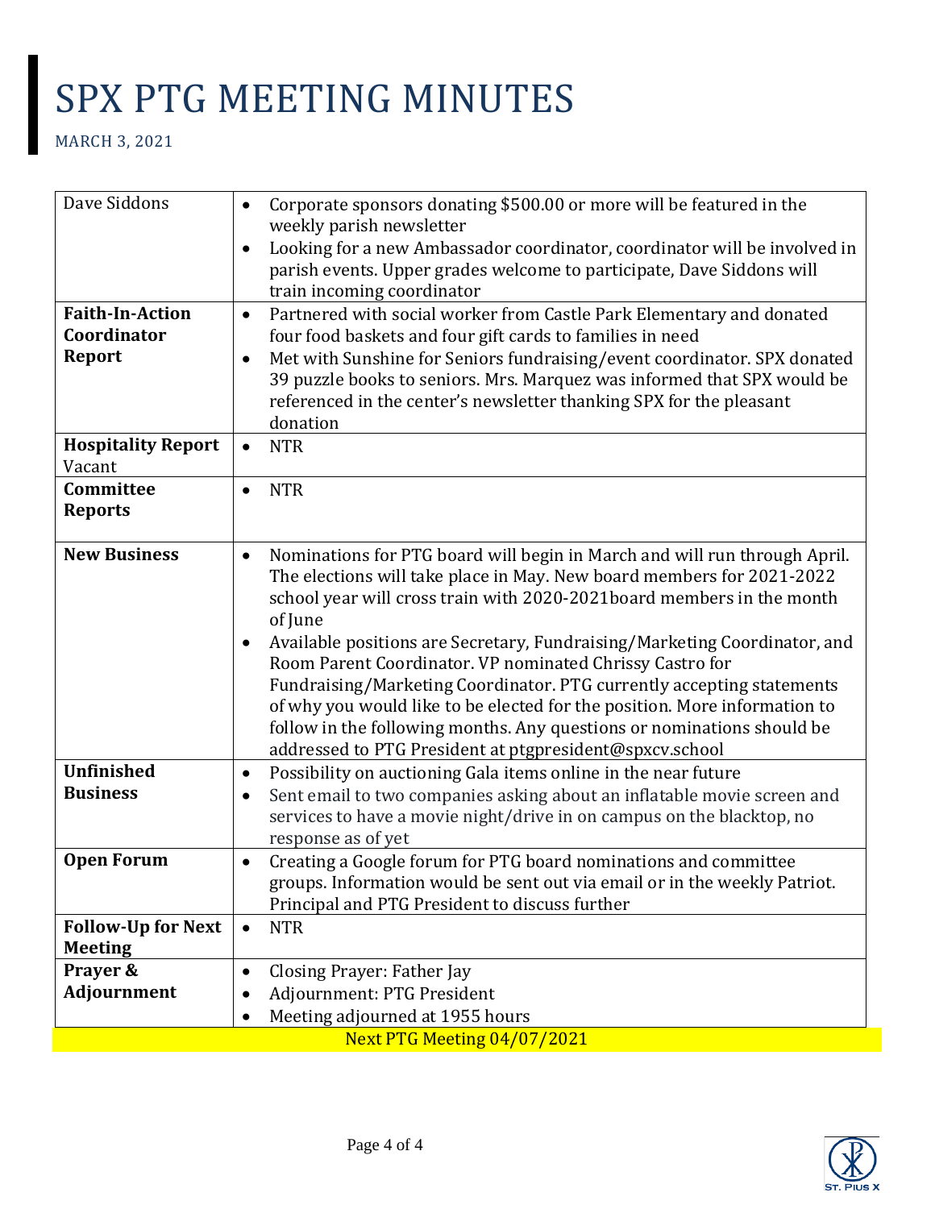# SPX PTG MEETING MINUTES

MARCH 3, 2021

| | |
|---|---|
| Dave Siddons | • Corporate sponsors donating $500.00 or more will be featured in the weekly parish newsletter<br>• Looking for a new Ambassador coordinator, coordinator will be involved in parish events. Upper grades welcome to participate, Dave Siddons will train incoming coordinator |
| **Faith-In-Action Coordinator Report** | • Partnered with social worker from Castle Park Elementary and donated four food baskets and four gift cards to families in need<br>• Met with Sunshine for Seniors fundraising/event coordinator. SPX donated 39 puzzle books to seniors. Mrs. Marquez was informed that SPX would be referenced in the center's newsletter thanking SPX for the pleasant donation |
| **Hospitality Report** Vacant | • NTR |
| **Committee Reports** | • NTR |
| **New Business** | • Nominations for PTG board will begin in March and will run through April. The elections will take place in May. New board members for 2021-2022 school year will cross train with 2020-2021board members in the month of June<br>• Available positions are Secretary, Fundraising/Marketing Coordinator, and Room Parent Coordinator. VP nominated Chrissy Castro for Fundraising/Marketing Coordinator. PTG currently accepting statements of why you would like to be elected for the position. More information to follow in the following months. Any questions or nominations should be addressed to PTG President at ptgpresident@spxcv.school |
| **Unfinished Business** | • Possibility on auctioning Gala items online in the near future<br>• Sent email to two companies asking about an inflatable movie screen and services to have a movie night/drive in on campus on the blacktop, no response as of yet |
| **Open Forum** | • Creating a Google forum for PTG board nominations and committee groups. Information would be sent out via email or in the weekly Patriot. Principal and PTG President to discuss further |
| **Follow-Up for Next Meeting** | • NTR |
| **Prayer & Adjournment** | • Closing Prayer: Father Jay<br>• Adjournment: PTG President<br>• Meeting adjourned at 1955 hours |

Next PTG Meeting 04/07/2021